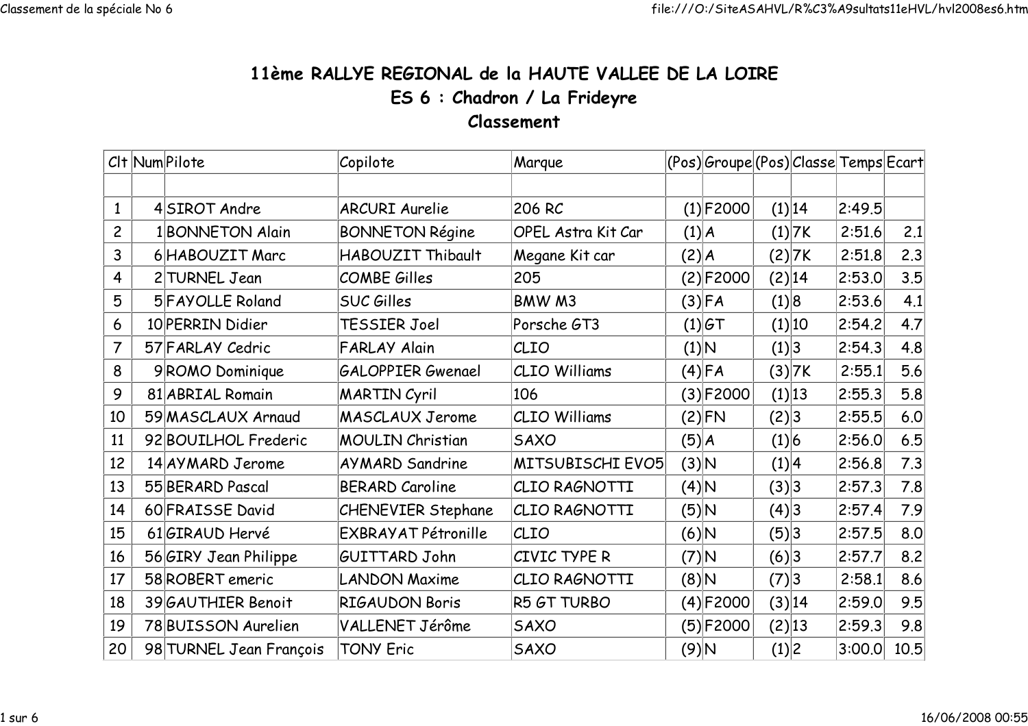# 11ème RALLYE REGIONAL de la HAUTE VALLEE DE LA LOIRE

## ES 6 : Chadron / La Frideyre

### Classement

| Clt | Num | Pilote | Copilote | Marque | (Pos) | Groupe | (Pos) | Classe | Temps | Ecart |
|---|---|---|---|---|---|---|---|---|---|---|
| | | | | | | | | | | |
| 1 | 4 | SIROT Andre | ARCURI Aurelie | 206 RC | (1) | F2000 | (1) | 14 | 2:49.5 | |
| 2 | 1 | BONNETON Alain | BONNETON Régine | OPEL Astra Kit Car | (1) | A | (1) | 7K | 2:51.6 | 2.1 |
| 3 | 6 | HABOUZIT Marc | HABOUZIT Thibault | Megane Kit car | (2) | A | (2) | 7K | 2:51.8 | 2.3 |
| 4 | 2 | TURNEL Jean | COMBE Gilles | 205 | (2) | F2000 | (2) | 14 | 2:53.0 | 3.5 |
| 5 | 5 | FAYOLLE Roland | SUC Gilles | BMW M3 | (3) | FA | (1) | 8 | 2:53.6 | 4.1 |
| 6 | 10 | PERRIN Didier | TESSIER Joel | Porsche GT3 | (1) | GT | (1) | 10 | 2:54.2 | 4.7 |
| 7 | 57 | FARLAY Cedric | FARLAY Alain | CLIO | (1) | N | (1) | 3 | 2:54.3 | 4.8 |
| 8 | 9 | ROMO Dominique | GALOPPIER Gwenael | CLIO Williams | (4) | FA | (3) | 7K | 2:55.1 | 5.6 |
| 9 | 81 | ABRIAL Romain | MARTIN Cyril | 106 | (3) | F2000 | (1) | 13 | 2:55.3 | 5.8 |
| 10 | 59 | MASCLAUX Arnaud | MASCLAUX Jerome | CLIO Williams | (2) | FN | (2) | 3 | 2:55.5 | 6.0 |
| 11 | 92 | BOUILHOL Frederic | MOULIN Christian | SAXO | (5) | A | (1) | 6 | 2:56.0 | 6.5 |
| 12 | 14 | AYMARD Jerome | AYMARD Sandrine | MITSUBISCHI EVO5 | (3) | N | (1) | 4 | 2:56.8 | 7.3 |
| 13 | 55 | BERARD Pascal | BERARD Caroline | CLIO RAGNOTTI | (4) | N | (3) | 3 | 2:57.3 | 7.8 |
| 14 | 60 | FRAISSE David | CHENEVIER Stephane | CLIO RAGNOTTI | (5) | N | (4) | 3 | 2:57.4 | 7.9 |
| 15 | 61 | GIRAUD Hervé | EXBRAYAT Pétronille | CLIO | (6) | N | (5) | 3 | 2:57.5 | 8.0 |
| 16 | 56 | GIRY Jean Philippe | GUITTARD John | CIVIC TYPE R | (7) | N | (6) | 3 | 2:57.7 | 8.2 |
| 17 | 58 | ROBERT emeric | LANDON Maxime | CLIO RAGNOTTI | (8) | N | (7) | 3 | 2:58.1 | 8.6 |
| 18 | 39 | GAUTHIER Benoit | RIGAUDON Boris | R5 GT TURBO | (4) | F2000 | (3) | 14 | 2:59.0 | 9.5 |
| 19 | 78 | BUISSON Aurelien | VALLENET Jérôme | SAXO | (5) | F2000 | (2) | 13 | 2:59.3 | 9.8 |
| 20 | 98 | TURNEL Jean François | TONY Eric | SAXO | (9) | N | (1) | 2 | 3:00.0 | 10.5 |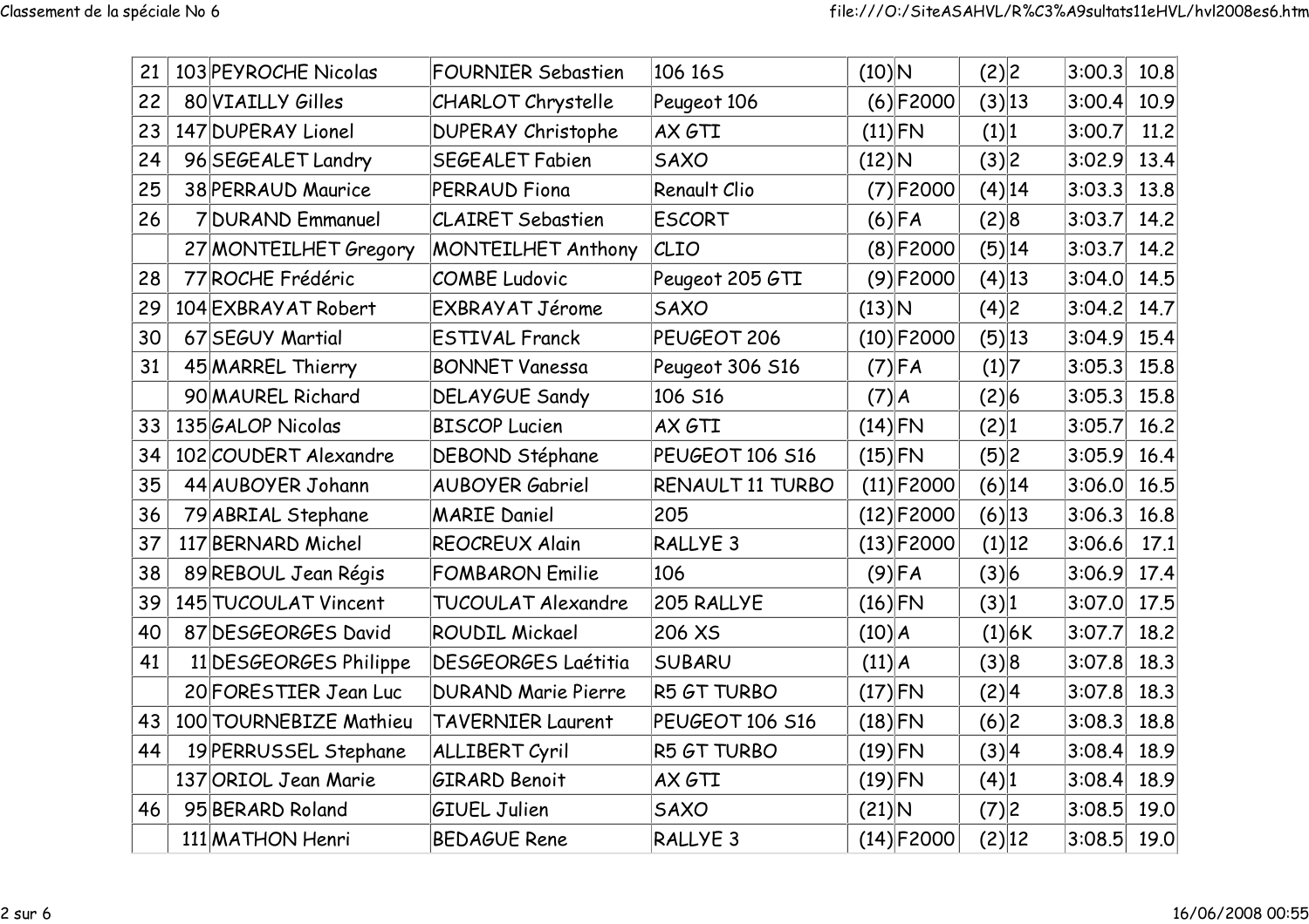| | | | | | | | | | | | |
|---|---|---|---|---|---|---|---|---|---|---|---|
| 21 | 103 | PEYROCHE Nicolas | FOURNIER Sebastien | 106 16S | (10) | N | (2) | 2 | 3:00.3 | 10.8 |
| 22 | 80 | VIAILLY Gilles | CHARLOT Chrystelle | Peugeot 106 | (6) | F2000 | (3) | 13 | 3:00.4 | 10.9 |
| 23 | 147 | DUPERAY Lionel | DUPERAY Christophe | AX GTI | (11) | FN | (1) | 1 | 3:00.7 | 11.2 |
| 24 | 96 | SEGEALET Landry | SEGEALET Fabien | SAXO | (12) | N | (3) | 2 | 3:02.9 | 13.4 |
| 25 | 38 | PERRAUD Maurice | PERRAUD Fiona | Renault Clio | (7) | F2000 | (4) | 14 | 3:03.3 | 13.8 |
| 26 | 7 | DURAND Emmanuel | CLAIRET Sebastien | ESCORT | (6) | FA | (2) | 8 | 3:03.7 | 14.2 |
| | 27 | MONTEILHET Gregory | MONTEILHET Anthony | CLIO | (8) | F2000 | (5) | 14 | 3:03.7 | 14.2 |
| 28 | 77 | ROCHE Frédéric | COMBE Ludovic | Peugeot 205 GTI | (9) | F2000 | (4) | 13 | 3:04.0 | 14.5 |
| 29 | 104 | EXBRAYAT Robert | EXBRAYAT Jérome | SAXO | (13) | N | (4) | 2 | 3:04.2 | 14.7 |
| 30 | 67 | SEGUY Martial | ESTIVAL Franck | PEUGEOT 206 | (10) | F2000 | (5) | 13 | 3:04.9 | 15.4 |
| 31 | 45 | MARREL Thierry | BONNET Vanessa | Peugeot 306 S16 | (7) | FA | (1) | 7 | 3:05.3 | 15.8 |
| | 90 | MAUREL Richard | DELAYGUE Sandy | 106 S16 | (7) | A | (2) | 6 | 3:05.3 | 15.8 |
| 33 | 135 | GALOP Nicolas | BISCOP Lucien | AX GTI | (14) | FN | (2) | 1 | 3:05.7 | 16.2 |
| 34 | 102 | COUDERT Alexandre | DEBOND Stéphane | PEUGEOT 106 S16 | (15) | FN | (5) | 2 | 3:05.9 | 16.4 |
| 35 | 44 | AUBOYER Johann | AUBOYER Gabriel | RENAULT 11 TURBO | (11) | F2000 | (6) | 14 | 3:06.0 | 16.5 |
| 36 | 79 | ABRIAL Stephane | MARIE Daniel | 205 | (12) | F2000 | (6) | 13 | 3:06.3 | 16.8 |
| 37 | 117 | BERNARD Michel | REOCREUX Alain | RALLYE 3 | (13) | F2000 | (1) | 12 | 3:06.6 | 17.1 |
| 38 | 89 | REBOUL Jean Régis | FOMBARON Emilie | 106 | (9) | FA | (3) | 6 | 3:06.9 | 17.4 |
| 39 | 145 | TUCOULAT Vincent | TUCOULAT Alexandre | 205 RALLYE | (16) | FN | (3) | 1 | 3:07.0 | 17.5 |
| 40 | 87 | DESGEORGES David | ROUDIL Mickael | 206 XS | (10) | A | (1) | 6K | 3:07.7 | 18.2 |
| 41 | 11 | DESGEORGES Philippe | DESGEORGES Laétitia | SUBARU | (11) | A | (3) | 8 | 3:07.8 | 18.3 |
| | 20 | FORESTIER Jean Luc | DURAND Marie Pierre | R5 GT TURBO | (17) | FN | (2) | 4 | 3:07.8 | 18.3 |
| 43 | 100 | TOURNEBIZE Mathieu | TAVERNIER Laurent | PEUGEOT 106 S16 | (18) | FN | (6) | 2 | 3:08.3 | 18.8 |
| 44 | 19 | PERRUSSEL Stephane | ALLIBERT Cyril | R5 GT TURBO | (19) | FN | (3) | 4 | 3:08.4 | 18.9 |
| | 137 | ORIOL Jean Marie | GIRARD Benoit | AX GTI | (19) | FN | (4) | 1 | 3:08.4 | 18.9 |
| 46 | 95 | BERARD Roland | GIUEL Julien | SAXO | (21) | N | (7) | 2 | 3:08.5 | 19.0 |
| | 111 | MATHON Henri | BEDAGUE Rene | RALLYE 3 | (14) | F2000 | (2) | 12 | 3:08.5 | 19.0 |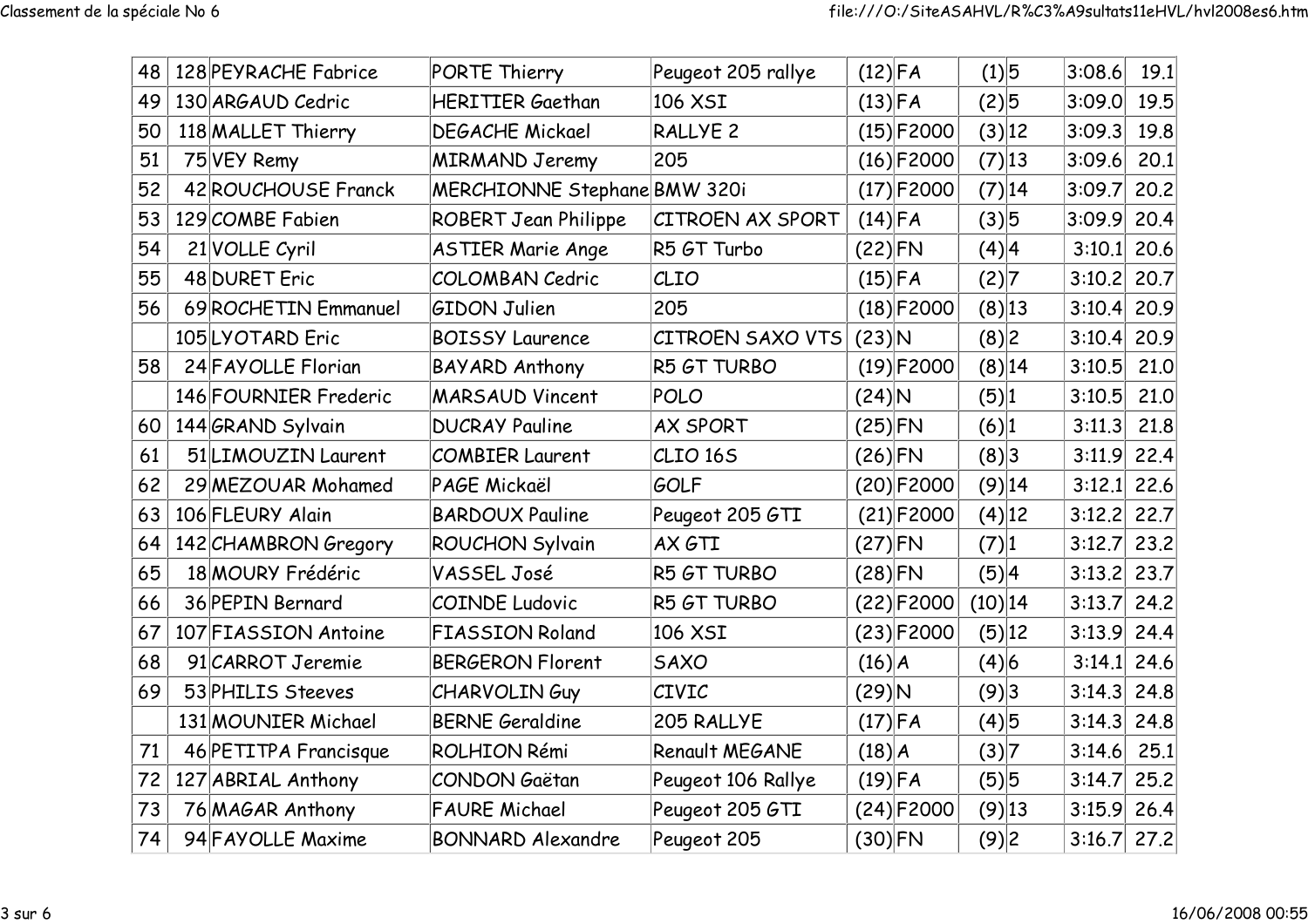| 48 | 128 | PEYRACHE Fabrice | PORTE Thierry | Peugeot 205 rallye | (12) | FA | (1) | 5 | 3:08.6 | 19.1 |
|---|---|---|---|---|---|---|---|---|---|---|
| 49 | 130 | ARGAUD Cedric | HERITIER Gaethan | 106 XSI | (13) | FA | (2) | 5 | 3:09.0 | 19.5 |
| 50 | 118 | MALLET Thierry | DEGACHE Mickael | RALLYE 2 | (15) | F2000 | (3) | 12 | 3:09.3 | 19.8 |
| 51 | 75 | VEY Remy | MIRMAND Jeremy | 205 | (16) | F2000 | (7) | 13 | 3:09.6 | 20.1 |
| 52 | 42 | ROUCHOUSE Franck | MERCHIONNE Stephane | BMW 320i | (17) | F2000 | (7) | 14 | 3:09.7 | 20.2 |
| 53 | 129 | COMBE Fabien | ROBERT Jean Philippe | CITROEN AX SPORT | (14) | FA | (3) | 5 | 3:09.9 | 20.4 |
| 54 | 21 | VOLLE Cyril | ASTIER Marie Ange | R5 GT Turbo | (22) | FN | (4) | 4 | 3:10.1 | 20.6 |
| 55 | 48 | DURET Eric | COLOMBAN Cedric | CLIO | (15) | FA | (2) | 7 | 3:10.2 | 20.7 |
| 56 | 69 | ROCHETIN Emmanuel | GIDON Julien | 205 | (18) | F2000 | (8) | 13 | 3:10.4 | 20.9 |
| | 105 | LYOTARD Eric | BOISSY Laurence | CITROEN SAXO VTS | (23) | N | (8) | 2 | 3:10.4 | 20.9 |
| 58 | 24 | FAYOLLE Florian | BAYARD Anthony | R5 GT TURBO | (19) | F2000 | (8) | 14 | 3:10.5 | 21.0 |
| | 146 | FOURNIER Frederic | MARSAUD Vincent | POLO | (24) | N | (5) | 1 | 3:10.5 | 21.0 |
| 60 | 144 | GRAND Sylvain | DUCRAY Pauline | AX SPORT | (25) | FN | (6) | 1 | 3:11.3 | 21.8 |
| 61 | 51 | LIMOUZIN Laurent | COMBIER Laurent | CLIO 16S | (26) | FN | (8) | 3 | 3:11.9 | 22.4 |
| 62 | 29 | MEZOUAR Mohamed | PAGE Mickaël | GOLF | (20) | F2000 | (9) | 14 | 3:12.1 | 22.6 |
| 63 | 106 | FLEURY Alain | BARDOUX Pauline | Peugeot 205 GTI | (21) | F2000 | (4) | 12 | 3:12.2 | 22.7 |
| 64 | 142 | CHAMBRON Gregory | ROUCHON Sylvain | AX GTI | (27) | FN | (7) | 1 | 3:12.7 | 23.2 |
| 65 | 18 | MOURY Frédéric | VASSEL José | R5 GT TURBO | (28) | FN | (5) | 4 | 3:13.2 | 23.7 |
| 66 | 36 | PEPIN Bernard | COINDE Ludovic | R5 GT TURBO | (22) | F2000 | (10) | 14 | 3:13.7 | 24.2 |
| 67 | 107 | FIASSION Antoine | FIASSION Roland | 106 XSI | (23) | F2000 | (5) | 12 | 3:13.9 | 24.4 |
| 68 | 91 | CARROT Jeremie | BERGERON Florent | SAXO | (16) | A | (4) | 6 | 3:14.1 | 24.6 |
| 69 | 53 | PHILIS Steeves | CHARVOLIN Guy | CIVIC | (29) | N | (9) | 3 | 3:14.3 | 24.8 |
| | 131 | MOUNIER Michael | BERNE Geraldine | 205 RALLYE | (17) | FA | (4) | 5 | 3:14.3 | 24.8 |
| 71 | 46 | PETITPA Francisque | ROLHION Rémi | Renault MEGANE | (18) | A | (3) | 7 | 3:14.6 | 25.1 |
| 72 | 127 | ABRIAL Anthony | CONDON Gaëtan | Peugeot 106 Rallye | (19) | FA | (5) | 5 | 3:14.7 | 25.2 |
| 73 | 76 | MAGAR Anthony | FAURE Michael | Peugeot 205 GTI | (24) | F2000 | (9) | 13 | 3:15.9 | 26.4 |
| 74 | 94 | FAYOLLE Maxime | BONNARD Alexandre | Peugeot 205 | (30) | FN | (9) | 2 | 3:16.7 | 27.2 |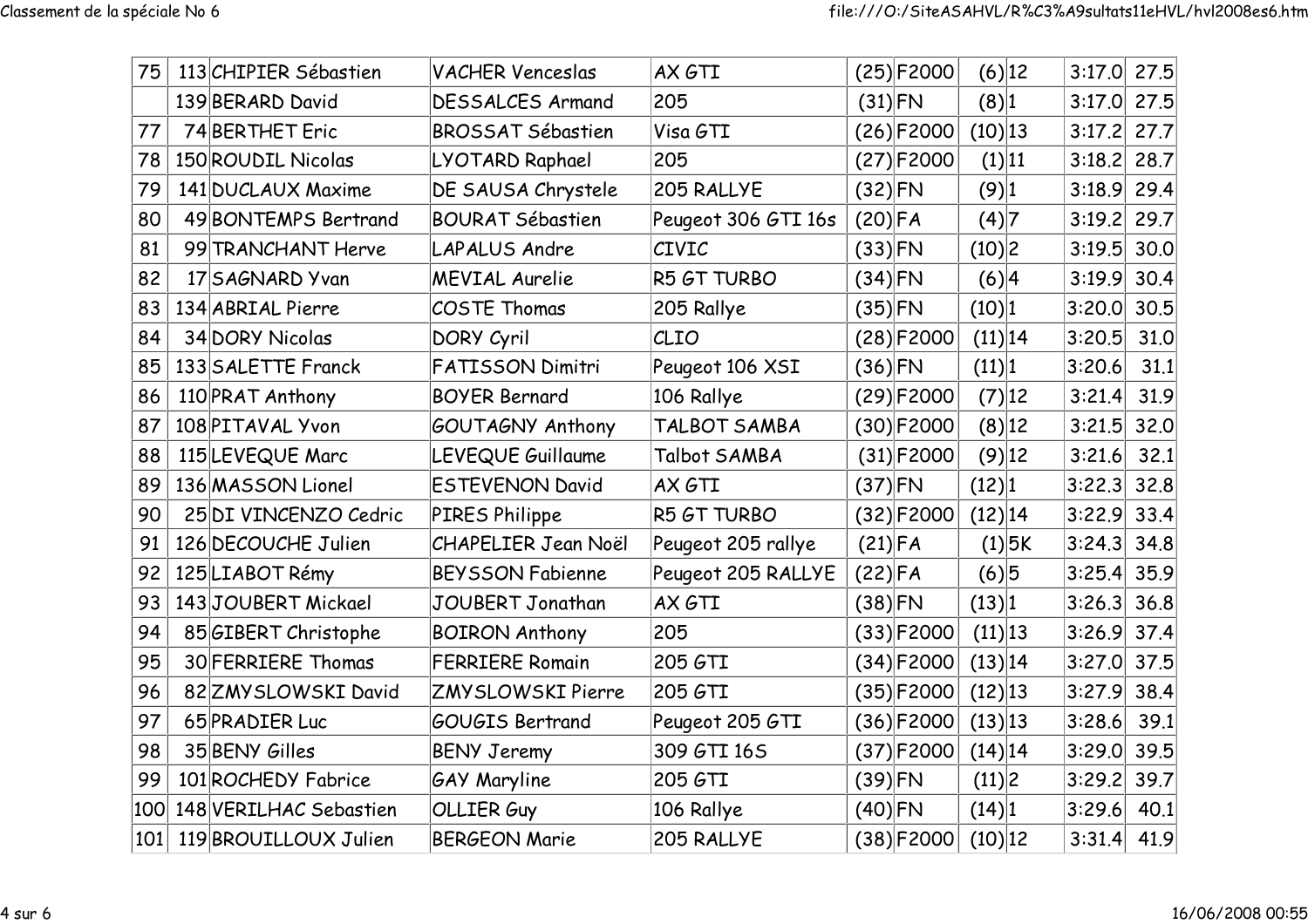| | | | | | | | | | | | |
|---|---|---|---|---|---|---|---|---|---|---|---|
| 75 | 113 | CHIPIER Sébastien | VACHER Venceslas | AX GTI | (25) | F2000 | (6) | 12 | | 3:17.0 | 27.5 |
| | 139 | BERARD David | DESSALCES Armand | 205 | (31) | FN | (8) | 1 | | 3:17.0 | 27.5 |
| 77 | 74 | BERTHET Eric | BROSSAT Sébastien | Visa GTI | (26) | F2000 | (10) | 13 | | 3:17.2 | 27.7 |
| 78 | 150 | ROUDIL Nicolas | LYOTARD Raphael | 205 | (27) | F2000 | (1) | 11 | | 3:18.2 | 28.7 |
| 79 | 141 | DUCLAUX Maxime | DE SAUSA Chrystele | 205 RALLYE | (32) | FN | (9) | 1 | | 3:18.9 | 29.4 |
| 80 | 49 | BONTEMPS Bertrand | BOURAT Sébastien | Peugeot 306 GTI 16s | (20) | FA | (4) | 7 | | 3:19.2 | 29.7 |
| 81 | 99 | TRANCHANT Herve | LAPALUS Andre | CIVIC | (33) | FN | (10) | 2 | | 3:19.5 | 30.0 |
| 82 | 17 | SAGNARD Yvan | MEVIAL Aurelie | R5 GT TURBO | (34) | FN | (6) | 4 | | 3:19.9 | 30.4 |
| 83 | 134 | ABRIAL Pierre | COSTE Thomas | 205 Rallye | (35) | FN | (10) | 1 | | 3:20.0 | 30.5 |
| 84 | 34 | DORY Nicolas | DORY Cyril | CLIO | (28) | F2000 | (11) | 14 | | 3:20.5 | 31.0 |
| 85 | 133 | SALETTE Franck | FATISSON Dimitri | Peugeot 106 XSI | (36) | FN | (11) | 1 | | 3:20.6 | 31.1 |
| 86 | 110 | PRAT Anthony | BOYER Bernard | 106 Rallye | (29) | F2000 | (7) | 12 | | 3:21.4 | 31.9 |
| 87 | 108 | PITAVAL Yvon | GOUTAGNY Anthony | TALBOT SAMBA | (30) | F2000 | (8) | 12 | | 3:21.5 | 32.0 |
| 88 | 115 | LEVEQUE Marc | LEVEQUE Guillaume | Talbot SAMBA | (31) | F2000 | (9) | 12 | | 3:21.6 | 32.1 |
| 89 | 136 | MASSON Lionel | ESTEVENON David | AX GTI | (37) | FN | (12) | 1 | | 3:22.3 | 32.8 |
| 90 | 25 | DI VINCENZO Cedric | PIRES Philippe | R5 GT TURBO | (32) | F2000 | (12) | 14 | | 3:22.9 | 33.4 |
| 91 | 126 | DECOUCHE Julien | CHAPELIER Jean Noël | Peugeot 205 rallye | (21) | FA | (1) | 5K | | 3:24.3 | 34.8 |
| 92 | 125 | LIABOT Rémy | BEYSSON Fabienne | Peugeot 205 RALLYE | (22) | FA | (6) | 5 | | 3:25.4 | 35.9 |
| 93 | 143 | JOUBERT Mickael | JOUBERT Jonathan | AX GTI | (38) | FN | (13) | 1 | | 3:26.3 | 36.8 |
| 94 | 85 | GIBERT Christophe | BOIRON Anthony | 205 | (33) | F2000 | (11) | 13 | | 3:26.9 | 37.4 |
| 95 | 30 | FERRIERE Thomas | FERRIERE Romain | 205 GTI | (34) | F2000 | (13) | 14 | | 3:27.0 | 37.5 |
| 96 | 82 | ZMYSLOWSKI David | ZMYSLOWSKI Pierre | 205 GTI | (35) | F2000 | (12) | 13 | | 3:27.9 | 38.4 |
| 97 | 65 | PRADIER Luc | GOUGIS Bertrand | Peugeot 205 GTI | (36) | F2000 | (13) | 13 | | 3:28.6 | 39.1 |
| 98 | 35 | BENY Gilles | BENY Jeremy | 309 GTI 16S | (37) | F2000 | (14) | 14 | | 3:29.0 | 39.5 |
| 99 | 101 | ROCHEDY Fabrice | GAY Maryline | 205 GTI | (39) | FN | (11) | 2 | | 3:29.2 | 39.7 |
| 100 | 148 | VERILHAC Sebastien | OLLIER Guy | 106 Rallye | (40) | FN | (14) | 1 | | 3:29.6 | 40.1 |
| 101 | 119 | BROUILLOUX Julien | BERGEON Marie | 205 RALLYE | (38) | F2000 | (10) | 12 | | 3:31.4 | 41.9 |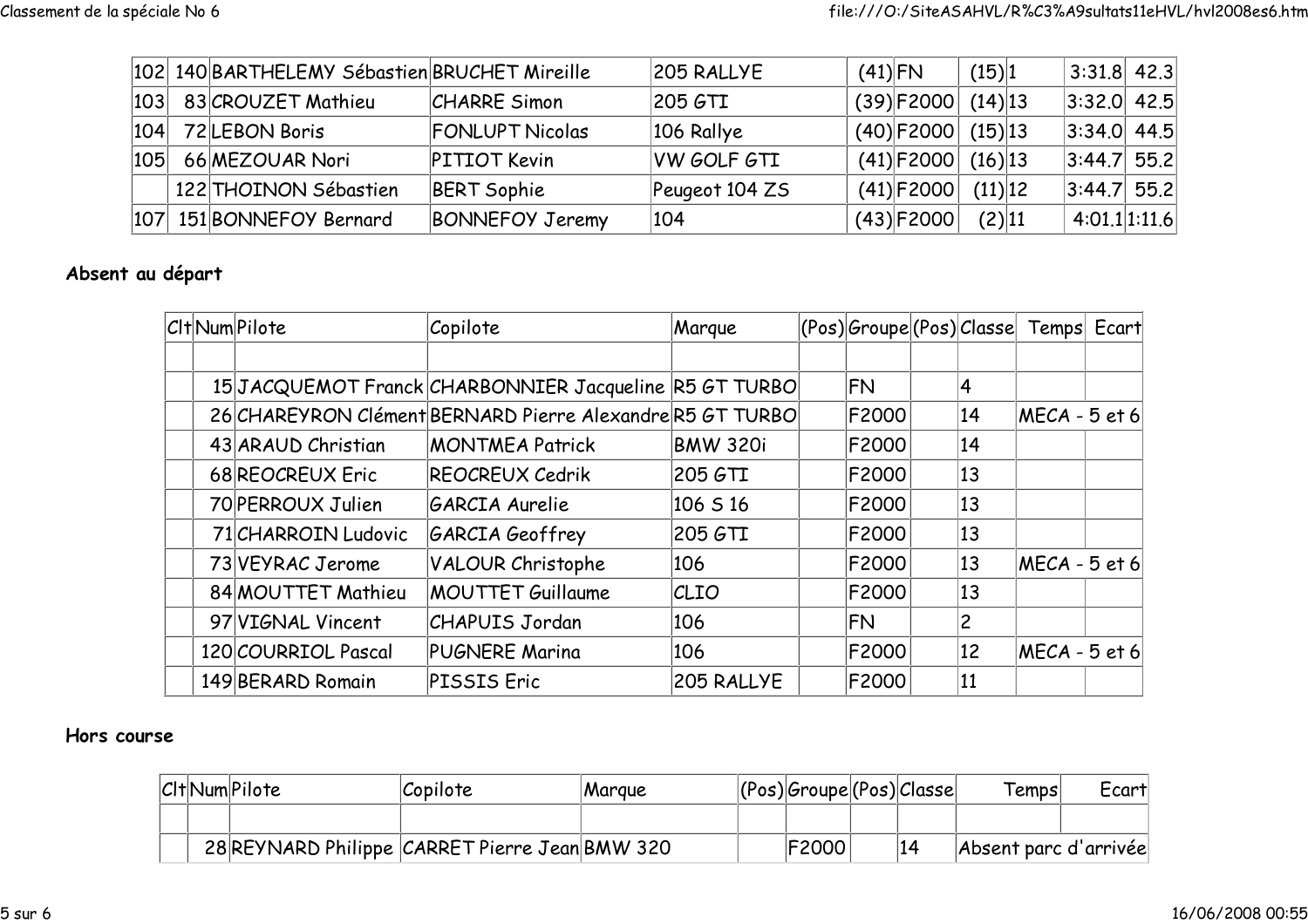| | | | | | | | | | | |
|---|---|---|---|---|---|---|---|---|---|---|
| 102 | 140 | BARTHELEMY Sébastien | BRUCHET Mireille | 205 RALLYE | (41) | FN | (15) | 1 | 3:31.8 | 42.3 |
| 103 | 83 | CROUZET Mathieu | CHARRE Simon | 205 GTI | (39) | F2000 | (14) | 13 | 3:32.0 | 42.5 |
| 104 | 72 | LEBON Boris | FONLUPT Nicolas | 106 Rallye | (40) | F2000 | (15) | 13 | 3:34.0 | 44.5 |
| 105 | 66 | MEZOUAR Nori | PITIOT Kevin | VW GOLF GTI | (41) | F2000 | (16) | 13 | 3:44.7 | 55.2 |
| | 122 | THOINON Sébastien | BERT Sophie | Peugeot 104 ZS | (41) | F2000 | (11) | 12 | 3:44.7 | 55.2 |
| 107 | 151 | BONNEFOY Bernard | BONNEFOY Jeremy | 104 | (43) | F2000 | (2) | 11 | 4:01.1 | 1:11.6 |

## Absent au départ

| Clt | Num | Pilote | Copilote | Marque | (Pos) | Groupe | (Pos) | Classe | Temps | Ecart |
|---|---|---|---|---|---|---|---|---|---|---|
| | | | | | | | | | | |
| | 15 | JACQUEMOT Franck | CHARBONNIER Jacqueline | R5 GT TURBO | | FN | | 4 | | |
| | 26 | CHAREYRON Clément | BERNARD Pierre Alexandre | R5 GT TURBO | | F2000 | | 14 | MECA - 5 et 6 | |
| | 43 | ARAUD Christian | MONTMEA Patrick | BMW 320i | | F2000 | | 14 | | |
| | 68 | REOCREUX Eric | REOCREUX Cedrik | 205 GTI | | F2000 | | 13 | | |
| | 70 | PERROUX Julien | GARCIA Aurelie | 106 S 16 | | F2000 | | 13 | | |
| | 71 | CHARROIN Ludovic | GARCIA Geoffrey | 205 GTI | | F2000 | | 13 | | |
| | 73 | VEYRAC Jerome | VALOUR Christophe | 106 | | F2000 | | 13 | MECA - 5 et 6 | |
| | 84 | MOUTTET Mathieu | MOUTTET Guillaume | CLIO | | F2000 | | 13 | | |
| | 97 | VIGNAL Vincent | CHAPUIS Jordan | 106 | | FN | | 2 | | |
| | 120 | COURRIOL Pascal | PUGNERE Marina | 106 | | F2000 | | 12 | MECA - 5 et 6 | |
| | 149 | BERARD Romain | PISSIS Eric | 205 RALLYE | | F2000 | | 11 | | |

## Hors course

| Clt | Num | Pilote | Copilote | Marque | (Pos) | Groupe | (Pos) | Classe | Temps | Ecart |
|---|---|---|---|---|---|---|---|---|---|---|
| | | | | | | | | | | |
| | 28 | REYNARD Philippe | CARRET Pierre Jean | BMW 320 | | F2000 | | 14 | Absent parc d'arrivée | |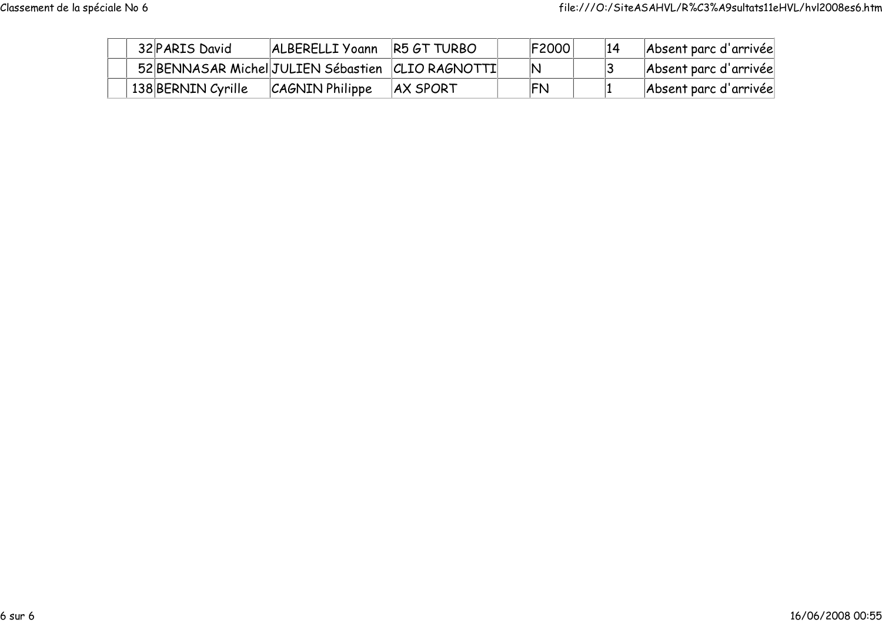| | | | | | | | | | |
|---|---|---|---|---|---|---|---|---|---|
| | 32 | PARIS David | ALBERELLI Yoann | R5 GT TURBO | | F2000 | | 14 | Absent parc d'arrivée |
| | 52 | BENNASAR Michel | JULIEN Sébastien | CLIO RAGNOTTI | | N | | 3 | Absent parc d'arrivée |
| | 138 | BERNIN Cyrille | CAGNIN Philippe | AX SPORT | | FN | | 1 | Absent parc d'arrivée |